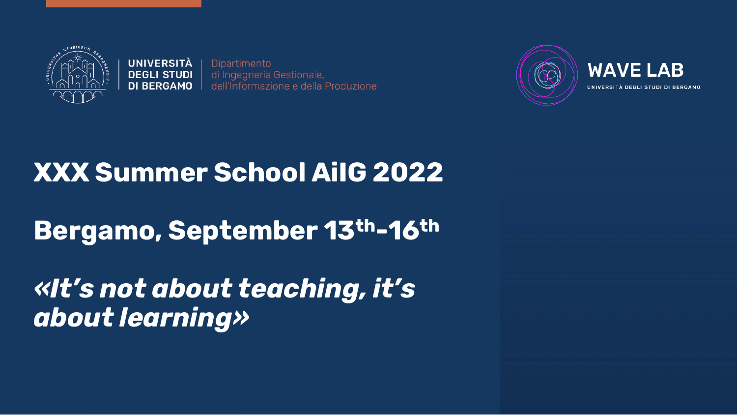UNIVERSITÀ DEGLI STUDI DI BERGAMO | Dipartimento di Ingegneria Gestionale, dell'Informazione e della Produzione

WAVE LAB
UNIVERSITÀ DEGLI STUDI DI BERGAMO

# XXX Summer School AiIG 2022

## Bergamo, September 13th-16th

## *«It's not about teaching, it's about learning»*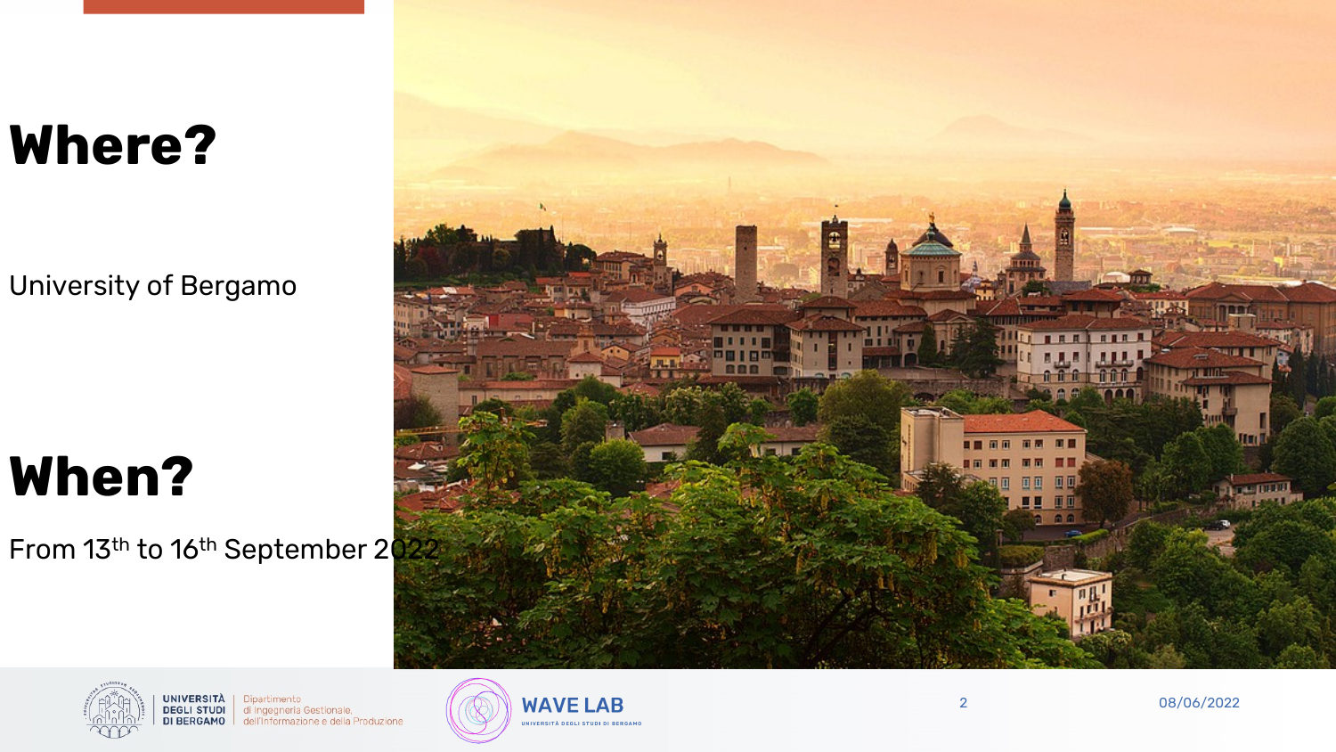# Where?

University of Bergamo

# When?

From 13th to 16th September 2022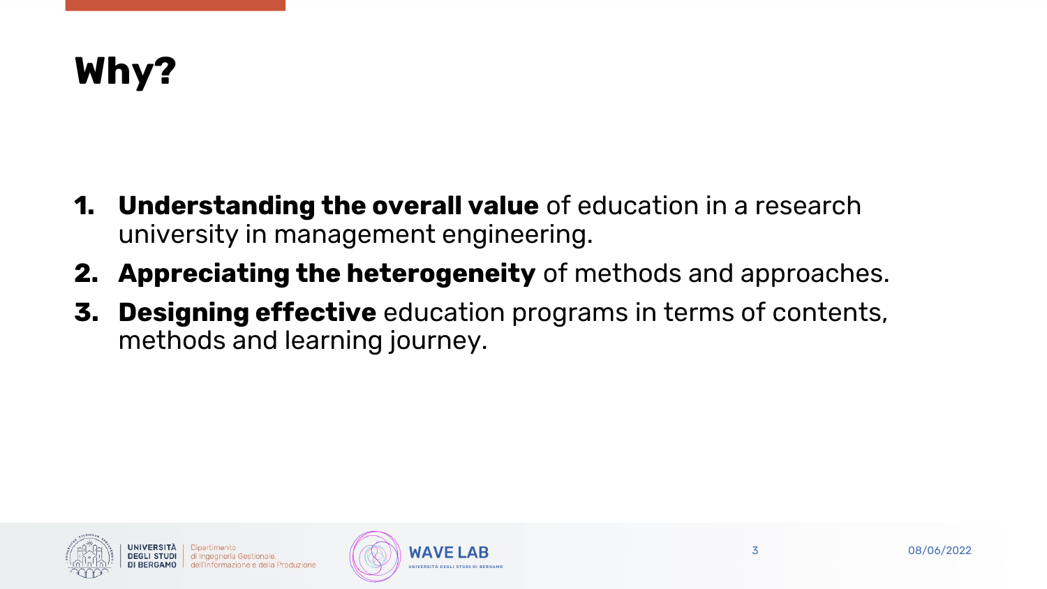# Why?

1. **Understanding the overall value** of education in a research university in management engineering.
2. **Appreciating the heterogeneity** of methods and approaches.
3. **Designing effective** education programs in terms of contents, methods and learning journey.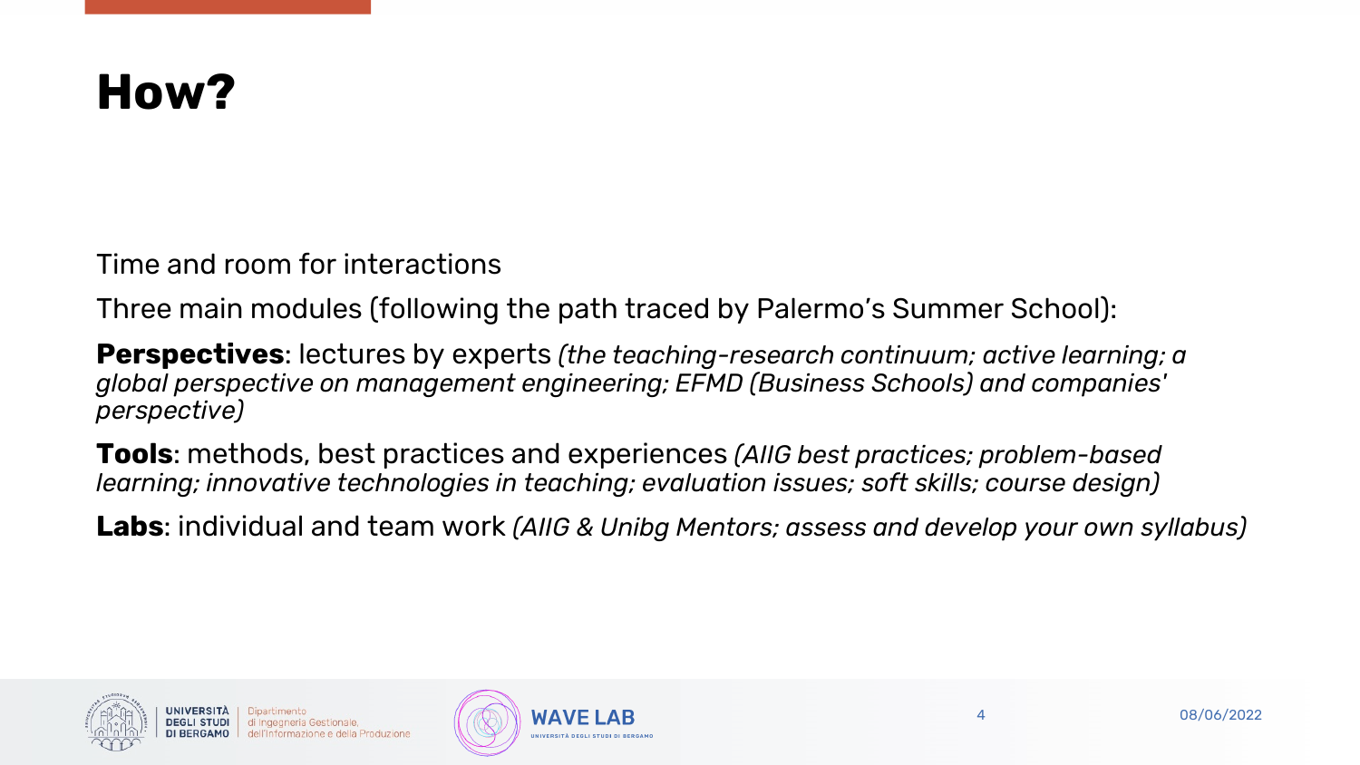# How?

Time and room for interactions

Three main modules (following the path traced by Palermo's Summer School):

**Perspectives**: lectures by experts *(the teaching-research continuum; active learning; a global perspective on management engineering; EFMD (Business Schools) and companies' perspective)*

**Tools**: methods, best practices and experiences *(AIIG best practices; problem-based learning; innovative technologies in teaching; evaluation issues; soft skills; course design)*

**Labs**: individual and team work *(AIIG & Unibg Mentors; assess and develop your own syllabus)*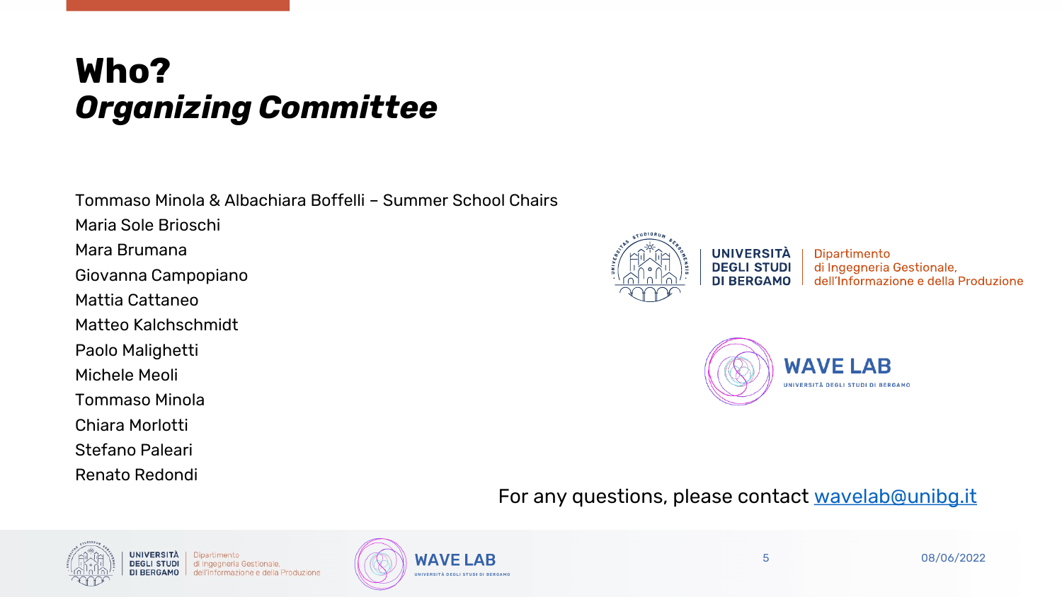# **Who?**
# ***Organizing Committee***

Tommaso Minola & Albachiara Boffelli – Summer School Chairs
Maria Sole Brioschi
Mara Brumana
Giovanna Campopiano
Mattia Cattaneo
Matteo Kalchschmidt
Paolo Malighetti
Michele Meoli
Tommaso Minola
Chiara Morlotti
Stefano Paleari
Renato Redondi

UNIVERSITÀ DEGLI STUDI DI BERGAMO | Dipartimento di Ingegneria Gestionale, dell'Informazione e della Produzione

WAVE LAB
UNIVERSITÀ DEGLI STUDI DI BERGAMO

For any questions, please contact [wavelab@unibg.it](mailto:wavelab@unibg.it)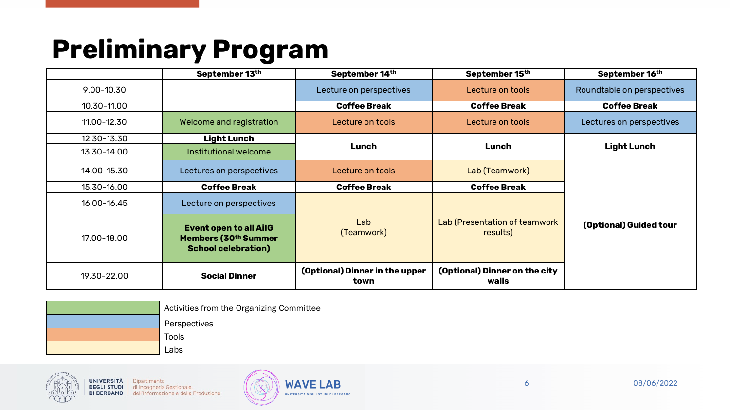# Preliminary Program

| | September 13th | September 14th | September 15th | September 16th |
|---|---|---|---|---|
| 9.00-10.30 | | Lecture on perspectives | Lecture on tools | Roundtable on perspectives |
| 10.30-11.00 | | **Coffee Break** | **Coffee Break** | **Coffee Break** |
| 11.00-12.30 | Welcome and registration | Lecture on tools | Lecture on tools | Lectures on perspectives |
| 12.30-13.30 | **Light Lunch** | **Lunch** | **Lunch** | **Light Lunch** |
| 13.30-14.00 | Institutional welcome | | | |
| 14.00-15.30 | Lectures on perspectives | Lecture on tools | Lab (Teamwork) | **(Optional) Guided tour** |
| 15.30-16.00 | **Coffee Break** | **Coffee Break** | **Coffee Break** | |
| 16.00-16.45 | Lecture on perspectives | Lab (Teamwork) | Lab (Presentation of teamwork results) | |
| 17.00-18.00 | **Event open to all AiIG Members (30th Summer School celebration)** | | | |
| 19.30-22.00 | **Social Dinner** | **(Optional) Dinner in the upper town** | **(Optional) Dinner on the city walls** | |

Legend:

- Green: Activities from the Organizing Committee
- Blue: Perspectives
- Orange: Tools
- Yellow: Labs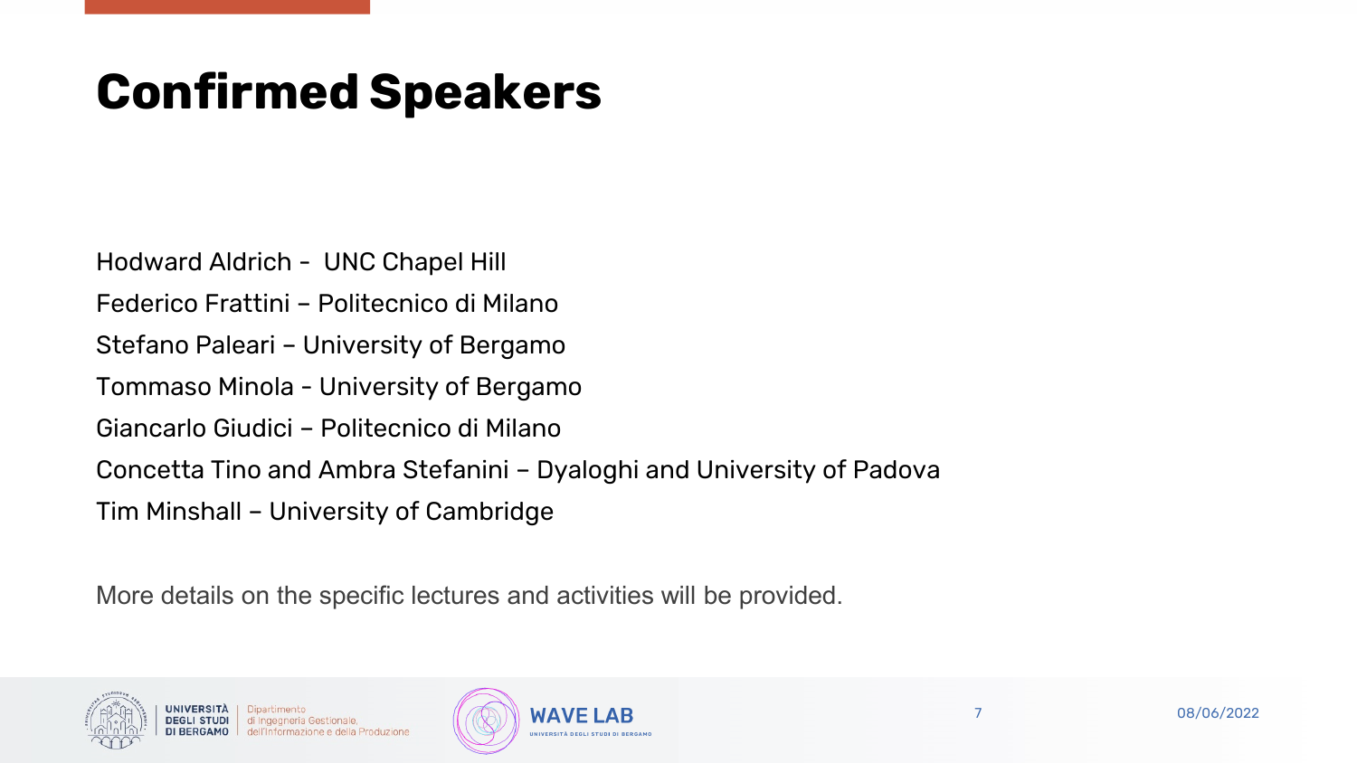# Confirmed Speakers

Hodward Aldrich - UNC Chapel Hill

Federico Frattini – Politecnico di Milano

Stefano Paleari – University of Bergamo

Tommaso Minola - University of Bergamo

Giancarlo Giudici – Politecnico di Milano

Concetta Tino and Ambra Stefanini – Dyaloghi and University of Padova

Tim Minshall – University of Cambridge

More details on the specific lectures and activities will be provided.